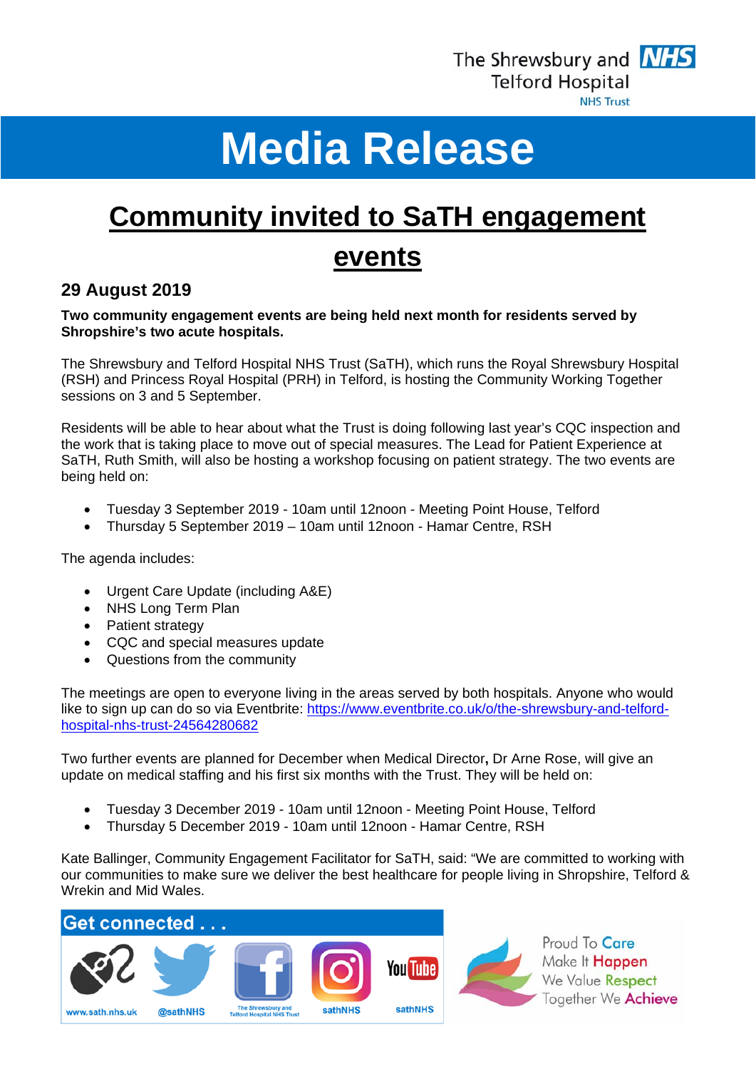The Shrewsbury and Telford Hospital NHS Trust

# Media Release

## Community invited to SaTH engagement events

### 29 August 2019

**Two community engagement events are being held next month for residents served by Shropshire's two acute hospitals.**

The Shrewsbury and Telford Hospital NHS Trust (SaTH), which runs the Royal Shrewsbury Hospital (RSH) and Princess Royal Hospital (PRH) in Telford, is hosting the Community Working Together sessions on 3 and 5 September.

Residents will be able to hear about what the Trust is doing following last year's CQC inspection and the work that is taking place to move out of special measures. The Lead for Patient Experience at SaTH, Ruth Smith, will also be hosting a workshop focusing on patient strategy. The two events are being held on:

- Tuesday 3 September 2019 - 10am until 12noon - Meeting Point House, Telford
- Thursday 5 September 2019 – 10am until 12noon - Hamar Centre, RSH

The agenda includes:

- Urgent Care Update (including A&E)
- NHS Long Term Plan
- Patient strategy
- CQC and special measures update
- Questions from the community

The meetings are open to everyone living in the areas served by both hospitals. Anyone who would like to sign up can do so via Eventbrite: https://www.eventbrite.co.uk/o/the-shrewsbury-and-telford-hospital-nhs-trust-24564280682

Two further events are planned for December when Medical Director**,** Dr Arne Rose, will give an update on medical staffing and his first six months with the Trust. They will be held on:

- Tuesday 3 December 2019 - 10am until 12noon - Meeting Point House, Telford
- Thursday 5 December 2019 - 10am until 12noon - Hamar Centre, RSH

Kate Ballinger, Community Engagement Facilitator for SaTH, said: "We are committed to working with our communities to make sure we deliver the best healthcare for people living in Shropshire, Telford & Wrekin and Mid Wales.

**Get connected . . .**

www.sath.nhs.uk | @sathNHS | The Shrewsbury and Telford Hospital NHS Trust | sathNHS | sathNHS

Proud To Care
Make It Happen
We Value Respect
Together We Achieve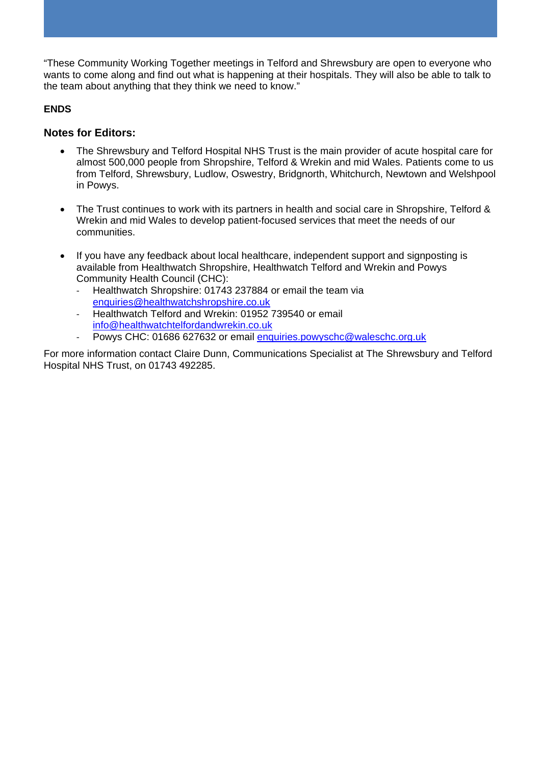"These Community Working Together meetings in Telford and Shrewsbury are open to everyone who wants to come along and find out what is happening at their hospitals. They will also be able to talk to the team about anything that they think we need to know."

**ENDS**

## Notes for Editors:

- The Shrewsbury and Telford Hospital NHS Trust is the main provider of acute hospital care for almost 500,000 people from Shropshire, Telford & Wrekin and mid Wales. Patients come to us from Telford, Shrewsbury, Ludlow, Oswestry, Bridgnorth, Whitchurch, Newtown and Welshpool in Powys.

- The Trust continues to work with its partners in health and social care in Shropshire, Telford & Wrekin and mid Wales to develop patient-focused services that meet the needs of our communities.

- If you have any feedback about local healthcare, independent support and signposting is available from Healthwatch Shropshire, Healthwatch Telford and Wrekin and Powys Community Health Council (CHC):
  - Healthwatch Shropshire: 01743 237884 or email the team via enquiries@healthwatchshropshire.co.uk
  - Healthwatch Telford and Wrekin: 01952 739540 or email info@healthwatchtelfordandwrekin.co.uk
  - Powys CHC: 01686 627632 or email enquiries.powyschc@waleschc.org.uk

For more information contact Claire Dunn, Communications Specialist at The Shrewsbury and Telford Hospital NHS Trust, on 01743 492285.